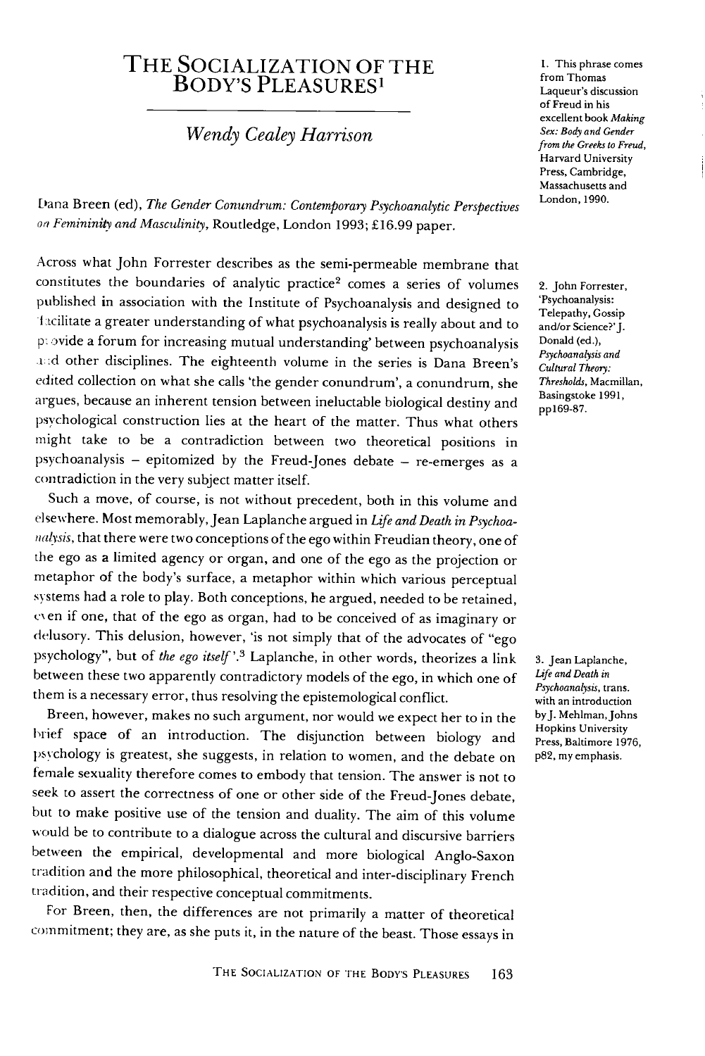# THE SOCIALIZATION OF THE BODY'S PLEASURES[1]

*Wendy Cealey Harrison*

Dana Breen (ed), *The Gender Conundrum: Contemporary Psychoanalytic Perspectives on Femininity and Masculinity*, Routledge, London 1993; £16.99 paper.

Across what John Forrester describes as the semi-permeable membrane that constitutes the boundaries of analytic practice[2] comes a series of volumes published in association with the Institute of Psychoanalysis and designed to 'facilitate a greater understanding of what psychoanalysis is really about and to provide a forum for increasing mutual understanding' between psychoanalysis and other disciplines. The eighteenth volume in the series is Dana Breen's edited collection on what she calls 'the gender conundrum', a conundrum, she argues, because an inherent tension between ineluctable biological destiny and psychological construction lies at the heart of the matter. Thus what others might take to be a contradiction between two theoretical positions in psychoanalysis – epitomized by the Freud-Jones debate – re-emerges as a contradiction in the very subject matter itself.

Such a move, of course, is not without precedent, both in this volume and elsewhere. Most memorably, Jean Laplanche argued in *Life and Death in Psychoanalysis*, that there were two conceptions of the ego within Freudian theory, one of the ego as a limited agency or organ, and one of the ego as the projection or metaphor of the body's surface, a metaphor within which various perceptual systems had a role to play. Both conceptions, he argued, needed to be retained, even if one, that of the ego as organ, had to be conceived of as imaginary or delusory. This delusion, however, 'is not simply that of the advocates of "ego psychology", but of *the ego itself*'.[3] Laplanche, in other words, theorizes a link between these two apparently contradictory models of the ego, in which one of them is a necessary error, thus resolving the epistemological conflict.

Breen, however, makes no such argument, nor would we expect her to in the brief space of an introduction. The disjunction between biology and psychology is greatest, she suggests, in relation to women, and the debate on female sexuality therefore comes to embody that tension. The answer is not to seek to assert the correctness of one or other side of the Freud-Jones debate, but to make positive use of the tension and duality. The aim of this volume would be to contribute to a dialogue across the cultural and discursive barriers between the empirical, developmental and more biological Anglo-Saxon tradition and the more philosophical, theoretical and inter-disciplinary French tradition, and their respective conceptual commitments.

For Breen, then, the differences are not primarily a matter of theoretical commitment; they are, as she puts it, in the nature of the beast. Those essays in

1. This phrase comes from Thomas Laqueur's discussion of Freud in his excellent book *Making Sex: Body and Gender from the Greeks to Freud*, Harvard University Press, Cambridge, Massachusetts and London, 1990.

2. John Forrester, 'Psychoanalysis: Telepathy, Gossip and/or Science?' J. Donald (ed.), *Psychoanalysis and Cultural Theory: Thresholds*, Macmillan, Basingstoke 1991, pp169-87.

3. Jean Laplanche, *Life and Death in Psychoanalysis*, trans. with an introduction by J. Mehlman, Johns Hopkins University Press, Baltimore 1976, p82, my emphasis.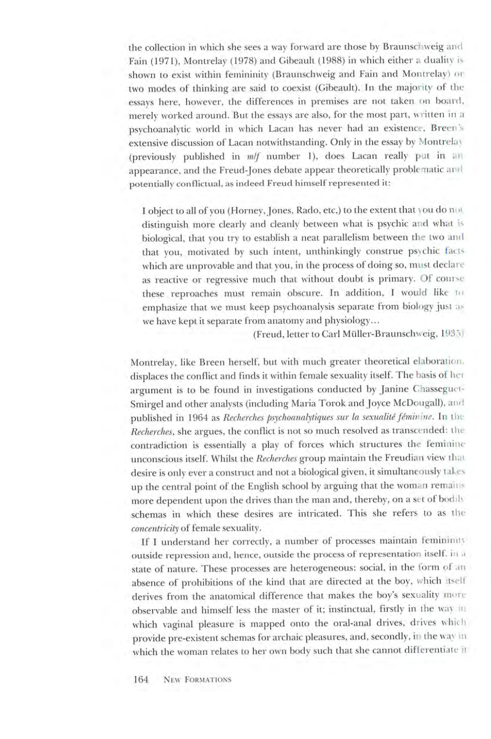the collection in which she sees a way forward are those by Braunschweig and Fain (1971), Montrelay (1978) and Gibeault (1988) in which either a duality is shown to exist within femininity (Braunschweig and Fain and Montrelay) or two modes of thinking are said to coexist (Gibeault). In the majority of the essays here, however, the differences in premises are not taken on board, merely worked around. But the essays are also, for the most part, written in a psychoanalytic world in which Lacan has never had an existence, Breen's extensive discussion of Lacan notwithstanding. Only in the essay by Montrelay (previously published in *m/f* number 1), does Lacan really put in an appearance, and the Freud-Jones debate appear theoretically problematic and potentially conflictual, as indeed Freud himself represented it:

> I object to all of you (Horney, Jones, Rado, etc,) to the extent that you do not distinguish more clearly and cleanly between what is psychic and what is biological, that you try to establish a neat parallelism between the two and that you, motivated by such intent, unthinkingly construe psychic facts which are unprovable and that you, in the process of doing so, must declare as reactive or regressive much that without doubt is primary. Of course these reproaches must remain obscure. In addition, I would like to emphasize that we must keep psychoanalysis separate from biology just as we have kept it separate from anatomy and physiology...
>
> (Freud, letter to Carl Müller-Braunschweig, 1935)

Montrelay, like Breen herself, but with much greater theoretical elaboration, displaces the conflict and finds it within female sexuality itself. The basis of her argument is to be found in investigations conducted by Janine Chasseguet-Smirgel and other analysts (including Maria Torok and Joyce McDougall), and published in 1964 as *Recherches psychoanalytiques sur la sexualité féminine*. In the *Recherches*, she argues, the conflict is not so much resolved as transcended: the contradiction is essentially a play of forces which structures the feminine unconscious itself. Whilst the *Recherches* group maintain the Freudian view that desire is only ever a construct and not a biological given, it simultaneously takes up the central point of the English school by arguing that the woman remains more dependent upon the drives than the man and, thereby, on a set of bodily schemas in which these desires are intricated. This she refers to as the *concentricity* of female sexuality.

If I understand her correctly, a number of processes maintain femininity outside repression and, hence, outside the process of representation itself, in a state of nature. These processes are heterogeneous: social, in the form of an absence of prohibitions of the kind that are directed at the boy, which itself derives from the anatomical difference that makes the boy's sexuality more observable and himself less the master of it; instinctual, firstly in the way in which vaginal pleasure is mapped onto the oral-anal drives, drives which provide pre-existent schemas for archaic pleasures, and, secondly, in the way in which the woman relates to her own body such that she cannot differentiate it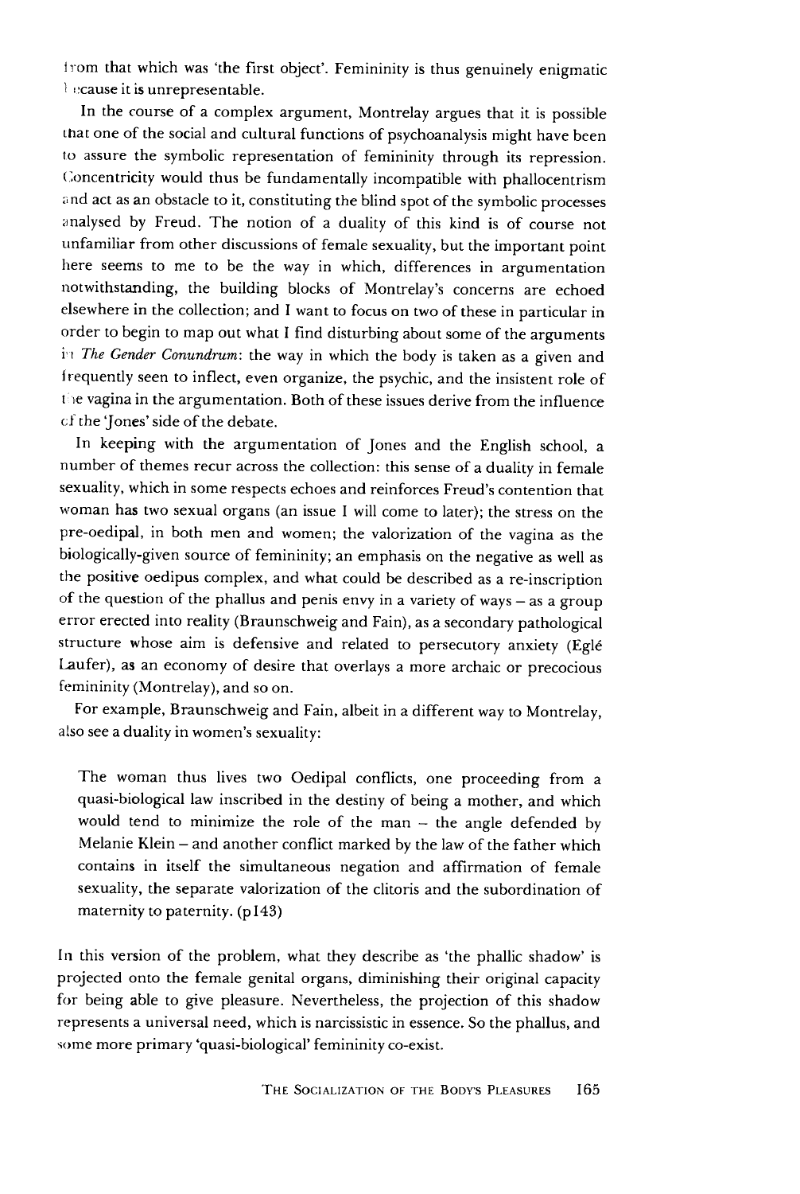from that which was 'the first object'. Femininity is thus genuinely enigmatic because it is unrepresentable.

In the course of a complex argument, Montrelay argues that it is possible that one of the social and cultural functions of psychoanalysis might have been to assure the symbolic representation of femininity through its repression. Concentricity would thus be fundamentally incompatible with phallocentrism and act as an obstacle to it, constituting the blind spot of the symbolic processes analysed by Freud. The notion of a duality of this kind is of course not unfamiliar from other discussions of female sexuality, but the important point here seems to me to be the way in which, differences in argumentation notwithstanding, the building blocks of Montrelay's concerns are echoed elsewhere in the collection; and I want to focus on two of these in particular in order to begin to map out what I find disturbing about some of the arguments in *The Gender Conundrum*: the way in which the body is taken as a given and frequently seen to inflect, even organize, the psychic, and the insistent role of the vagina in the argumentation. Both of these issues derive from the influence of the 'Jones' side of the debate.

In keeping with the argumentation of Jones and the English school, a number of themes recur across the collection: this sense of a duality in female sexuality, which in some respects echoes and reinforces Freud's contention that woman has two sexual organs (an issue I will come to later); the stress on the pre-oedipal, in both men and women; the valorization of the vagina as the biologically-given source of femininity; an emphasis on the negative as well as the positive oedipus complex, and what could be described as a re-inscription of the question of the phallus and penis envy in a variety of ways – as a group error erected into reality (Braunschweig and Fain), as a secondary pathological structure whose aim is defensive and related to persecutory anxiety (Eglé Laufer), as an economy of desire that overlays a more archaic or precocious femininity (Montrelay), and so on.

For example, Braunschweig and Fain, albeit in a different way to Montrelay, also see a duality in women's sexuality:

> The woman thus lives two Oedipal conflicts, one proceeding from a quasi-biological law inscribed in the destiny of being a mother, and which would tend to minimize the role of the man – the angle defended by Melanie Klein – and another conflict marked by the law of the father which contains in itself the simultaneous negation and affirmation of female sexuality, the separate valorization of the clitoris and the subordination of maternity to paternity. (p143)

In this version of the problem, what they describe as 'the phallic shadow' is projected onto the female genital organs, diminishing their original capacity for being able to give pleasure. Nevertheless, the projection of this shadow represents a universal need, which is narcissistic in essence. So the phallus, and some more primary 'quasi-biological' femininity co-exist.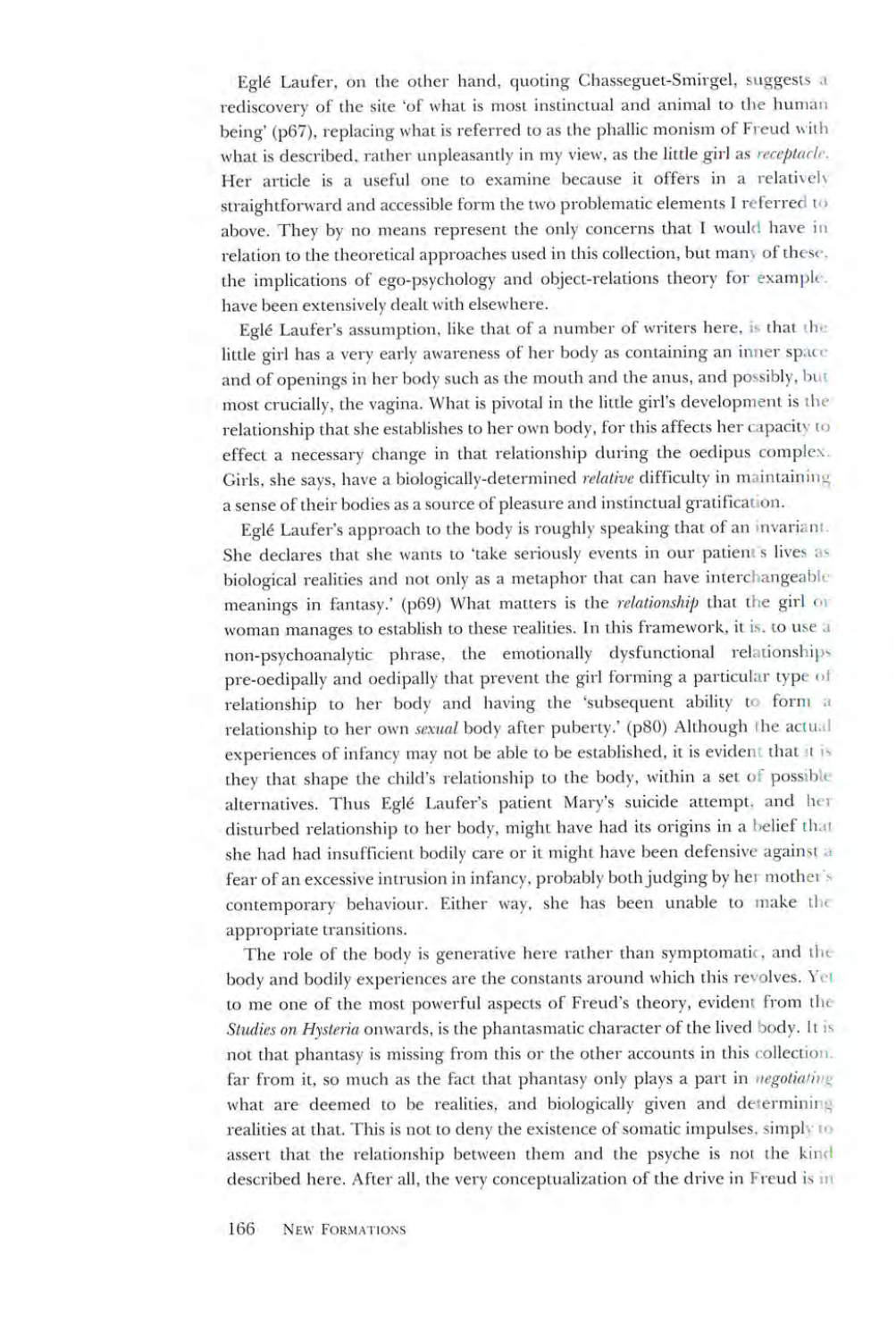Eglé Laufer, on the other hand, quoting Chasseguet-Smirgel, suggests a rediscovery of the site 'of what is most instinctual and animal to the human being' (p67), replacing what is referred to as the phallic monism of Freud with what is described, rather unpleasantly in my view, as the little girl as *receptacle*. Her article is a useful one to examine because it offers in a relatively straightforward and accessible form the two problematic elements I referred to above. They by no means represent the only concerns that I would have in relation to the theoretical approaches used in this collection, but many of these, the implications of ego-psychology and object-relations theory for example, have been extensively dealt with elsewhere.

Eglé Laufer's assumption, like that of a number of writers here, is that the little girl has a very early awareness of her body as containing an inner space and of openings in her body such as the mouth and the anus, and possibly, but most crucially, the vagina. What is pivotal in the little girl's development is the relationship that she establishes to her own body, for this affects her capacity to effect a necessary change in that relationship during the oedipus complex. Girls, she says, have a biologically-determined *relative* difficulty in maintaining a sense of their bodies as a source of pleasure and instinctual gratification.

Eglé Laufer's approach to the body is roughly speaking that of an invariant. She declares that she wants to 'take seriously events in our patient's lives as biological realities and not only as a metaphor that can have interchangeable meanings in fantasy.' (p69) What matters is the *relationship* that the girl or woman manages to establish to these realities. In this framework, it is, to use a non-psychoanalytic phrase, the emotionally dysfunctional relationships pre-oedipally and oedipally that prevent the girl forming a particular type of relationship to her body and having the 'subsequent ability to form a relationship to her own *sexual* body after puberty.' (p80) Although the actual experiences of infancy may not be able to be established, it is evident that it is they that shape the child's relationship to the body, within a set of possible alternatives. Thus Eglé Laufer's patient Mary's suicide attempt, and her disturbed relationship to her body, might have had its origins in a belief that she had had insufficient bodily care or it might have been defensive against a fear of an excessive intrusion in infancy, probably both judging by her mother's contemporary behaviour. Either way, she has been unable to make the appropriate transitions.

The role of the body is generative here rather than symptomatic, and the body and bodily experiences are the constants around which this revolves. Yet to me one of the most powerful aspects of Freud's theory, evident from the *Studies on Hysteria* onwards, is the phantasmatic character of the lived body. It is not that phantasy is missing from this or the other accounts in this collection, far from it, so much as the fact that phantasy only plays a part in *negotiating* what are deemed to be realities, and biologically given and determining realities at that. This is not to deny the existence of somatic impulses, simply to assert that the relationship between them and the psyche is not the kind described here. After all, the very conceptualization of the drive in Freud is in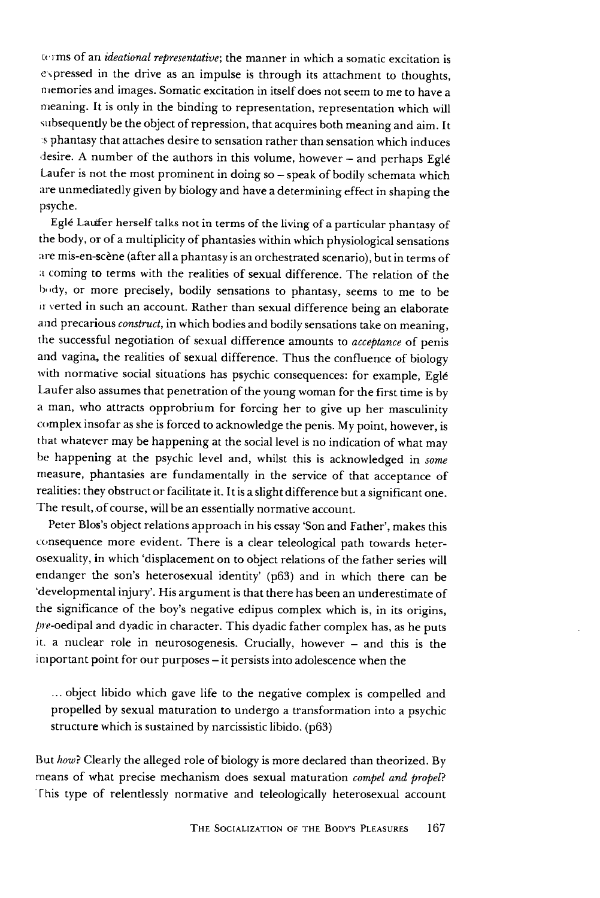terms of an *ideational representative*; the manner in which a somatic excitation is expressed in the drive as an impulse is through its attachment to thoughts, memories and images. Somatic excitation in itself does not seem to me to have a meaning. It is only in the binding to representation, representation which will subsequently be the object of repression, that acquires both meaning and aim. It is phantasy that attaches desire to sensation rather than sensation which induces desire. A number of the authors in this volume, however – and perhaps Eglé Laufer is not the most prominent in doing so – speak of bodily schemata which are unmediatedly given by biology and have a determining effect in shaping the psyche.

Eglé Laufer herself talks not in terms of the living of a particular phantasy of the body, or of a multiplicity of phantasies within which physiological sensations are mis-en-scène (after all a phantasy is an orchestrated scenario), but in terms of a coming to terms with the realities of sexual difference. The relation of the body, or more precisely, bodily sensations to phantasy, seems to me to be inverted in such an account. Rather than sexual difference being an elaborate and precarious *construct*, in which bodies and bodily sensations take on meaning, the successful negotiation of sexual difference amounts to *acceptance* of penis and vagina, the realities of sexual difference. Thus the confluence of biology with normative social situations has psychic consequences: for example, Eglé Laufer also assumes that penetration of the young woman for the first time is by a man, who attracts opprobrium for forcing her to give up her masculinity complex insofar as she is forced to acknowledge the penis. My point, however, is that whatever may be happening at the social level is no indication of what may be happening at the psychic level and, whilst this is acknowledged in *some* measure, phantasies are fundamentally in the service of that acceptance of realities: they obstruct or facilitate it. It is a slight difference but a significant one. The result, of course, will be an essentially normative account.

Peter Blos's object relations approach in his essay 'Son and Father', makes this consequence more evident. There is a clear teleological path towards heterosexuality, in which 'displacement on to object relations of the father series will endanger the son's heterosexual identity' (p63) and in which there can be 'developmental injury'. His argument is that there has been an underestimate of the significance of the boy's negative edipus complex which is, in its origins, *pre*-oedipal and dyadic in character. This dyadic father complex has, as he puts it, a nuclear role in neurosogenesis. Crucially, however – and this is the important point for our purposes – it persists into adolescence when the

> ... object libido which gave life to the negative complex is compelled and propelled by sexual maturation to undergo a transformation into a psychic structure which is sustained by narcissistic libido. (p63)

But *how*? Clearly the alleged role of biology is more declared than theorized. By means of what precise mechanism does sexual maturation *compel and propel*? This type of relentlessly normative and teleologically heterosexual account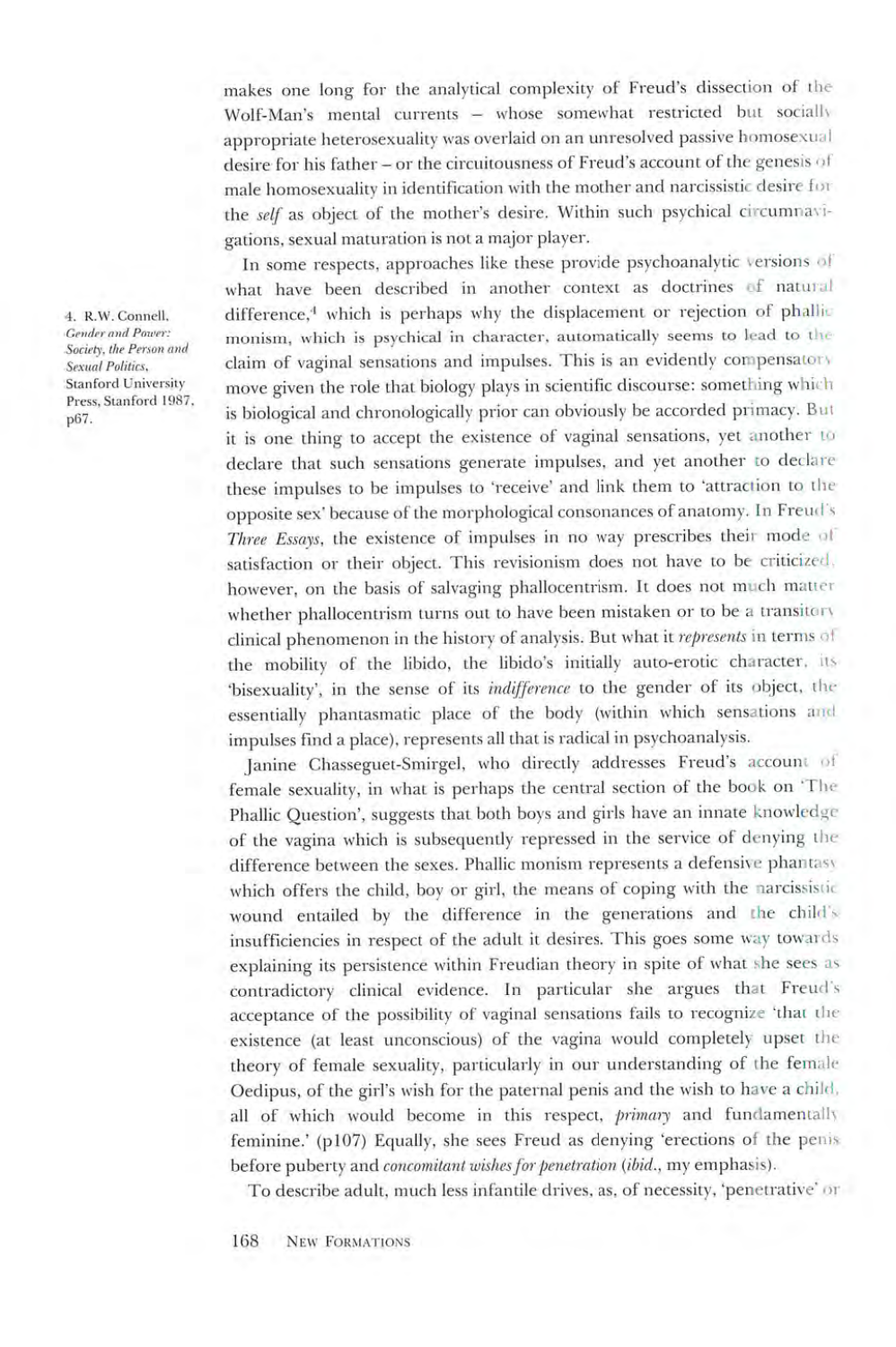makes one long for the analytical complexity of Freud's dissection of the Wolf-Man's mental currents – whose somewhat restricted but socially appropriate heterosexuality was overlaid on an unresolved passive homosexual desire for his father – or the circuitousness of Freud's account of the genesis of male homosexuality in identification with the mother and narcissistic desire for the *self* as object of the mother's desire. Within such psychical circumnavigations, sexual maturation is not a major player.

In some respects, approaches like these provide psychoanalytic versions of what have been described in another context as doctrines of natural difference,[4] which is perhaps why the displacement or rejection of phallic monism, which is psychical in character, automatically seems to lead to the claim of vaginal sensations and impulses. This is an evidently compensatory move given the role that biology plays in scientific discourse: something which is biological and chronologically prior can obviously be accorded primacy. But it is one thing to accept the existence of vaginal sensations, yet another to declare that such sensations generate impulses, and yet another to declare these impulses to be impulses to 'receive' and link them to 'attraction to the opposite sex' because of the morphological consonances of anatomy. In Freud's *Three Essays*, the existence of impulses in no way prescribes their mode of satisfaction or their object. This revisionism does not have to be criticized, however, on the basis of salvaging phallocentrism. It does not much matter whether phallocentrism turns out to have been mistaken or to be a transitory clinical phenomenon in the history of analysis. But what it *represents* in terms of the mobility of the libido, the libido's initially auto-erotic character, its 'bisexuality', in the sense of its *indifference* to the gender of its object, the essentially phantasmatic place of the body (within which sensations and impulses find a place), represents all that is radical in psychoanalysis.

Janine Chasseguet-Smirgel, who directly addresses Freud's account of female sexuality, in what is perhaps the central section of the book on 'The Phallic Question', suggests that both boys and girls have an innate knowledge of the vagina which is subsequently repressed in the service of denying the difference between the sexes. Phallic monism represents a defensive phantasy which offers the child, boy or girl, the means of coping with the narcissistic wound entailed by the difference in the generations and the child's insufficiencies in respect of the adult it desires. This goes some way towards explaining its persistence within Freudian theory in spite of what she sees as contradictory clinical evidence. In particular she argues that Freud's acceptance of the possibility of vaginal sensations fails to recognize 'that the existence (at least unconscious) of the vagina would completely upset the theory of female sexuality, particularly in our understanding of the female Oedipus, of the girl's wish for the paternal penis and the wish to have a child, all of which would become in this respect, *primary* and fundamentally feminine.' (p107) Equally, she sees Freud as denying 'erections of the penis before puberty and *concomitant wishes for penetration* (*ibid.*, my emphasis).

To describe adult, much less infantile drives, as, of necessity, 'penetrative' or

4. R.W. Connell, *Gender and Power: Society, the Person and Sexual Politics*, Stanford University Press, Stanford 1987, p67.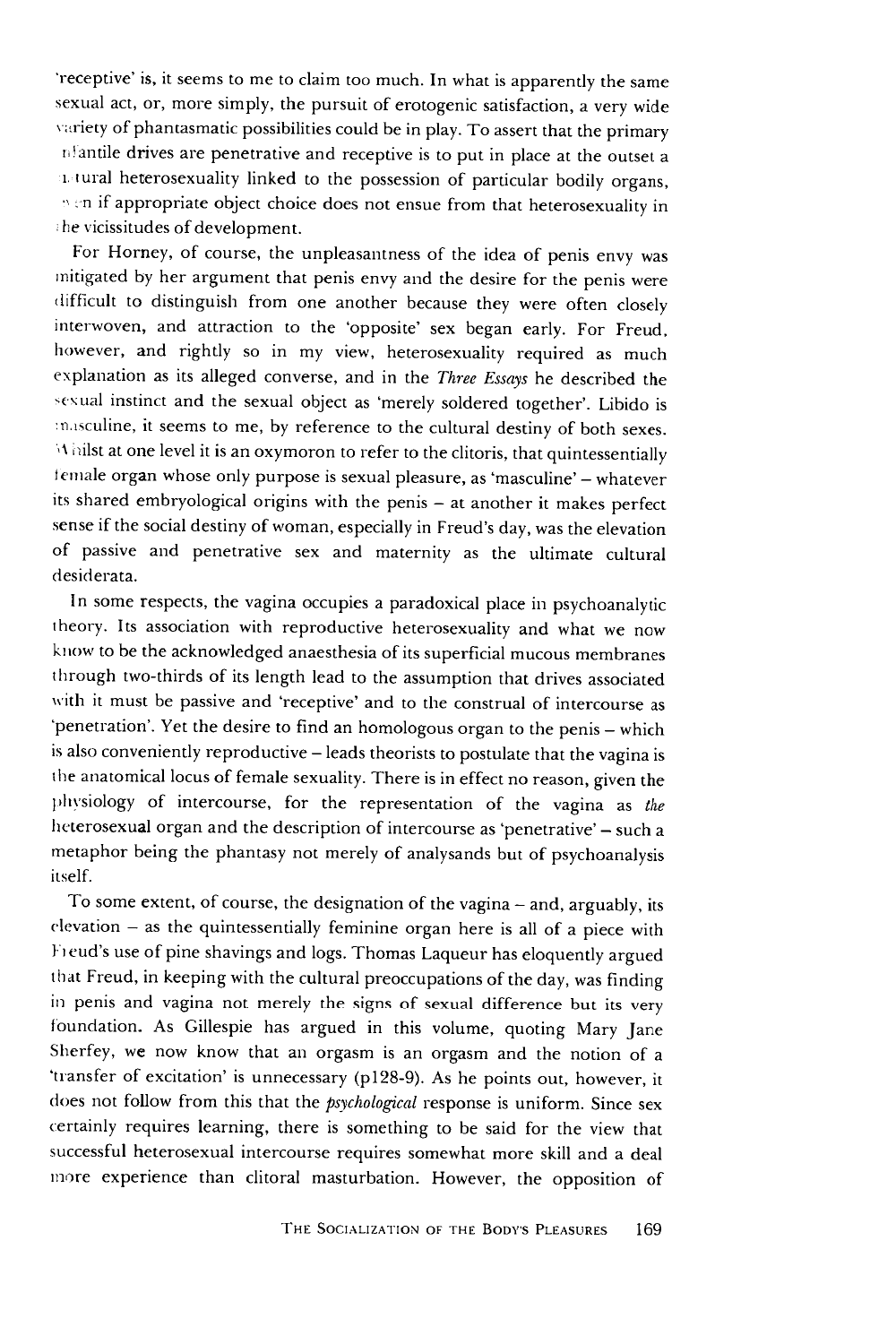'receptive' is, it seems to me to claim too much. In what is apparently the same sexual act, or, more simply, the pursuit of erotogenic satisfaction, a very wide variety of phantasmatic possibilities could be in play. To assert that the primary infantile drives are penetrative and receptive is to put in place at the outset a natural heterosexuality linked to the possession of particular bodily organs, even if appropriate object choice does not ensue from that heterosexuality in the vicissitudes of development.

For Horney, of course, the unpleasantness of the idea of penis envy was mitigated by her argument that penis envy and the desire for the penis were difficult to distinguish from one another because they were often closely interwoven, and attraction to the 'opposite' sex began early. For Freud, however, and rightly so in my view, heterosexuality required as much explanation as its alleged converse, and in the *Three Essays* he described the sexual instinct and the sexual object as 'merely soldered together'. Libido is masculine, it seems to me, by reference to the cultural destiny of both sexes. Whilst at one level it is an oxymoron to refer to the clitoris, that quintessentially female organ whose only purpose is sexual pleasure, as 'masculine' – whatever its shared embryological origins with the penis – at another it makes perfect sense if the social destiny of woman, especially in Freud's day, was the elevation of passive and penetrative sex and maternity as the ultimate cultural desiderata.

In some respects, the vagina occupies a paradoxical place in psychoanalytic theory. Its association with reproductive heterosexuality and what we now know to be the acknowledged anaesthesia of its superficial mucous membranes through two-thirds of its length lead to the assumption that drives associated with it must be passive and 'receptive' and to the construal of intercourse as 'penetration'. Yet the desire to find an homologous organ to the penis – which is also conveniently reproductive – leads theorists to postulate that the vagina is the anatomical locus of female sexuality. There is in effect no reason, given the physiology of intercourse, for the representation of the vagina as *the* heterosexual organ and the description of intercourse as 'penetrative' – such a metaphor being the phantasy not merely of analysands but of psychoanalysis itself.

To some extent, of course, the designation of the vagina – and, arguably, its elevation – as the quintessentially feminine organ here is all of a piece with Freud's use of pine shavings and logs. Thomas Laqueur has eloquently argued that Freud, in keeping with the cultural preoccupations of the day, was finding in penis and vagina not merely the signs of sexual difference but its very foundation. As Gillespie has argued in this volume, quoting Mary Jane Sherfey, we now know that an orgasm is an orgasm and the notion of a 'transfer of excitation' is unnecessary (p128-9). As he points out, however, it does not follow from this that the *psychological* response is uniform. Since sex certainly requires learning, there is something to be said for the view that successful heterosexual intercourse requires somewhat more skill and a deal more experience than clitoral masturbation. However, the opposition of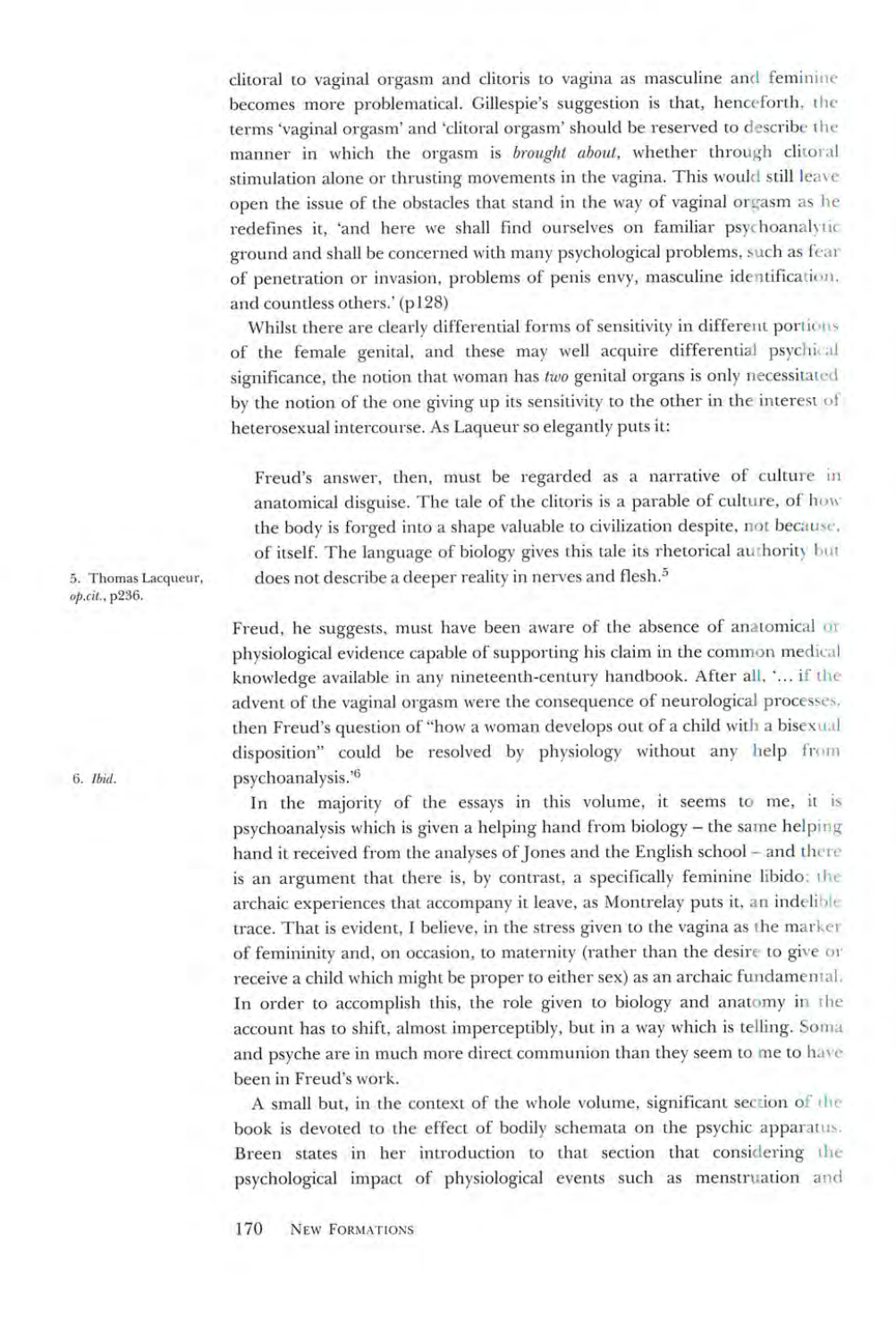clitoral to vaginal orgasm and clitoris to vagina as masculine and feminine becomes more problematical. Gillespie's suggestion is that, henceforth, the terms 'vaginal orgasm' and 'clitoral orgasm' should be reserved to describe the manner in which the orgasm is *brought about*, whether through clitoral stimulation alone or thrusting movements in the vagina. This would still leave open the issue of the obstacles that stand in the way of vaginal orgasm as he redefines it, 'and here we shall find ourselves on familiar psychoanalytic ground and shall be concerned with many psychological problems, such as fear of penetration or invasion, problems of penis envy, masculine identification, and countless others.' (p128)

Whilst there are clearly differential forms of sensitivity in different portions of the female genital, and these may well acquire differential psychical significance, the notion that woman has *two* genital organs is only necessitated by the notion of the one giving up its sensitivity to the other in the interest of heterosexual intercourse. As Laqueur so elegantly puts it:

> Freud's answer, then, must be regarded as a narrative of culture in anatomical disguise. The tale of the clitoris is a parable of culture, of how the body is forged into a shape valuable to civilization despite, not because, of itself. The language of biology gives this tale its rhetorical authority but does not describe a deeper reality in nerves and flesh.[5]

5. Thomas Lacqueur, *op.cit.*, p236.

Freud, he suggests, must have been aware of the absence of anatomical or physiological evidence capable of supporting his claim in the common medical knowledge available in any nineteenth-century handbook. After all, '... if the advent of the vaginal orgasm were the consequence of neurological processes, then Freud's question of "how a woman develops out of a child with a bisexual disposition" could be resolved by physiology without any help from psychoanalysis.'[6]

6. *Ibid.*

In the majority of the essays in this volume, it seems to me, it is psychoanalysis which is given a helping hand from biology – the same helping hand it received from the analyses of Jones and the English school – and there is an argument that there is, by contrast, a specifically feminine libido: the archaic experiences that accompany it leave, as Montrelay puts it, an indelible trace. That is evident, I believe, in the stress given to the vagina as the marker of femininity and, on occasion, to maternity (rather than the desire to give or receive a child which might be proper to either sex) as an archaic fundamental. In order to accomplish this, the role given to biology and anatomy in the account has to shift, almost imperceptibly, but in a way which is telling. Soma and psyche are in much more direct communion than they seem to me to have been in Freud's work.

A small but, in the context of the whole volume, significant section of the book is devoted to the effect of bodily schemata on the psychic apparatus. Breen states in her introduction to that section that considering the psychological impact of physiological events such as menstruation and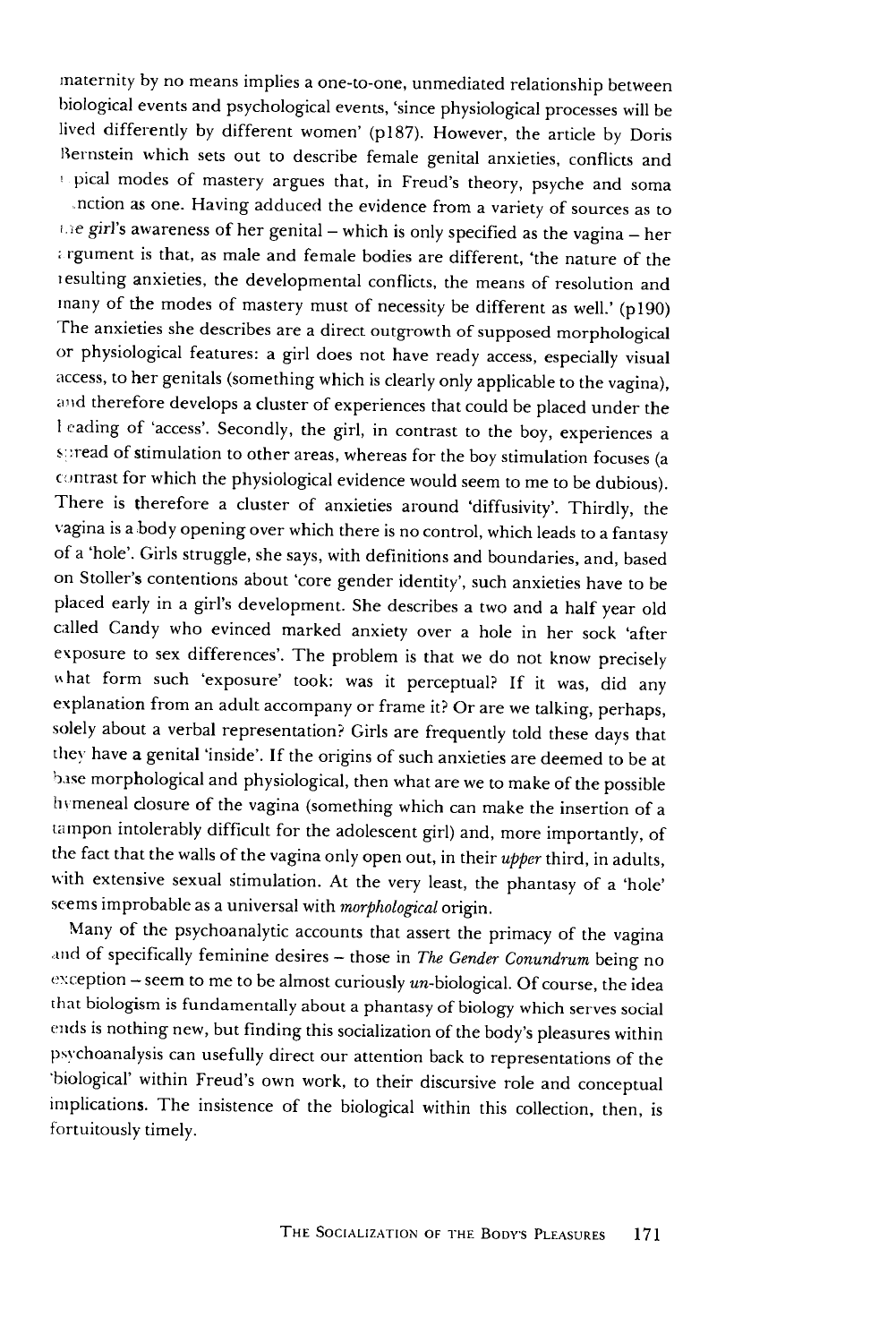maternity by no means implies a one-to-one, unmediated relationship between biological events and psychological events, 'since physiological processes will be lived differently by different women' (p187). However, the article by Doris Bernstein which sets out to describe female genital anxieties, conflicts and typical modes of mastery argues that, in Freud's theory, psyche and soma function as one. Having adduced the evidence from a variety of sources as to the girl's awareness of her genital – which is only specified as the vagina – her argument is that, as male and female bodies are different, 'the nature of the resulting anxieties, the developmental conflicts, the means of resolution and many of the modes of mastery must of necessity be different as well.' (p190) The anxieties she describes are a direct outgrowth of supposed morphological or physiological features: a girl does not have ready access, especially visual access, to her genitals (something which is clearly only applicable to the vagina), and therefore develops a cluster of experiences that could be placed under the heading of 'access'. Secondly, the girl, in contrast to the boy, experiences a spread of stimulation to other areas, whereas for the boy stimulation focuses (a contrast for which the physiological evidence would seem to me to be dubious). There is therefore a cluster of anxieties around 'diffusivity'. Thirdly, the vagina is a body opening over which there is no control, which leads to a fantasy of a 'hole'. Girls struggle, she says, with definitions and boundaries, and, based on Stoller's contentions about 'core gender identity', such anxieties have to be placed early in a girl's development. She describes a two and a half year old called Candy who evinced marked anxiety over a hole in her sock 'after exposure to sex differences'. The problem is that we do not know precisely what form such 'exposure' took: was it perceptual? If it was, did any explanation from an adult accompany or frame it? Or are we talking, perhaps, solely about a verbal representation? Girls are frequently told these days that they have a genital 'inside'. If the origins of such anxieties are deemed to be at base morphological and physiological, then what are we to make of the possible hymeneal closure of the vagina (something which can make the insertion of a tampon intolerably difficult for the adolescent girl) and, more importantly, of the fact that the walls of the vagina only open out, in their *upper* third, in adults, with extensive sexual stimulation. At the very least, the phantasy of a 'hole' seems improbable as a universal with *morphological* origin.

Many of the psychoanalytic accounts that assert the primacy of the vagina and of specifically feminine desires – those in *The Gender Conundrum* being no exception – seem to me to be almost curiously *un*-biological. Of course, the idea that biologism is fundamentally about a phantasy of biology which serves social ends is nothing new, but finding this socialization of the body's pleasures within psychoanalysis can usefully direct our attention back to representations of the 'biological' within Freud's own work, to their discursive role and conceptual implications. The insistence of the biological within this collection, then, is fortuitously timely.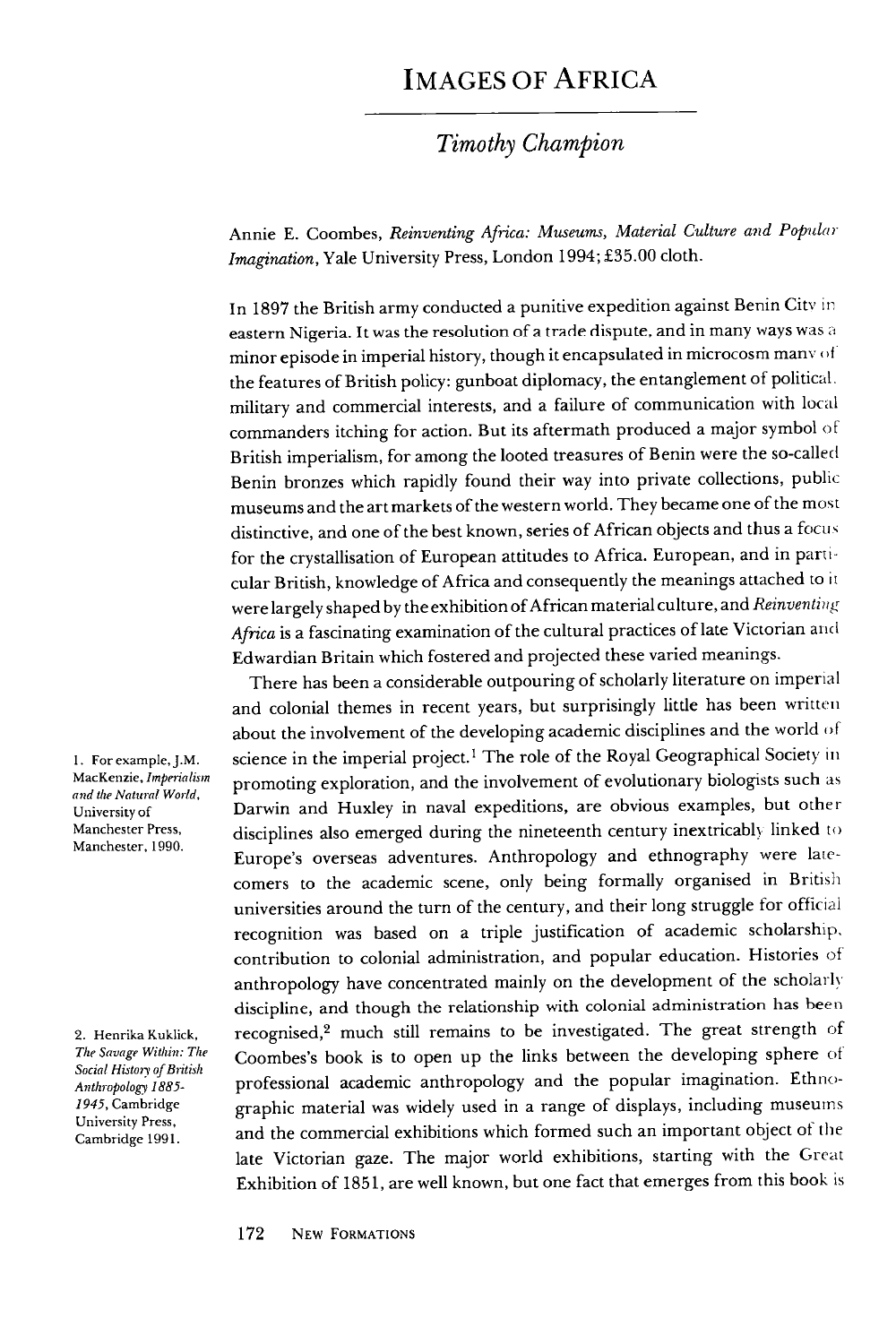# IMAGES OF AFRICA

*Timothy Champion*

Annie E. Coombes, *Reinventing Africa: Museums, Material Culture and Popular Imagination*, Yale University Press, London 1994; £35.00 cloth.

In 1897 the British army conducted a punitive expedition against Benin City in eastern Nigeria. It was the resolution of a trade dispute, and in many ways was a minor episode in imperial history, though it encapsulated in microcosm many of the features of British policy: gunboat diplomacy, the entanglement of political, military and commercial interests, and a failure of communication with local commanders itching for action. But its aftermath produced a major symbol of British imperialism, for among the looted treasures of Benin were the so-called Benin bronzes which rapidly found their way into private collections, public museums and the art markets of the western world. They became one of the most distinctive, and one of the best known, series of African objects and thus a focus for the crystallisation of European attitudes to Africa. European, and in particular British, knowledge of Africa and consequently the meanings attached to it were largely shaped by the exhibition of African material culture, and *Reinventing Africa* is a fascinating examination of the cultural practices of late Victorian and Edwardian Britain which fostered and projected these varied meanings.

There has been a considerable outpouring of scholarly literature on imperial and colonial themes in recent years, but surprisingly little has been written about the involvement of the developing academic disciplines and the world of science in the imperial project.[1] The role of the Royal Geographical Society in promoting exploration, and the involvement of evolutionary biologists such as Darwin and Huxley in naval expeditions, are obvious examples, but other disciplines also emerged during the nineteenth century inextricably linked to Europe's overseas adventures. Anthropology and ethnography were late-comers to the academic scene, only being formally organised in British universities around the turn of the century, and their long struggle for official recognition was based on a triple justification of academic scholarship, contribution to colonial administration, and popular education. Histories of anthropology have concentrated mainly on the development of the scholarly discipline, and though the relationship with colonial administration has been recognised,[2] much still remains to be investigated. The great strength of Coombes's book is to open up the links between the developing sphere of professional academic anthropology and the popular imagination. Ethnographic material was widely used in a range of displays, including museums and the commercial exhibitions which formed such an important object of the late Victorian gaze. The major world exhibitions, starting with the Great Exhibition of 1851, are well known, but one fact that emerges from this book is

1. For example, J.M. MacKenzie, *Imperialism and the Natural World*, University of Manchester Press, Manchester, 1990.

2. Henrika Kuklick, *The Savage Within: The Social History of British Anthropology 1885-1945*, Cambridge University Press, Cambridge 1991.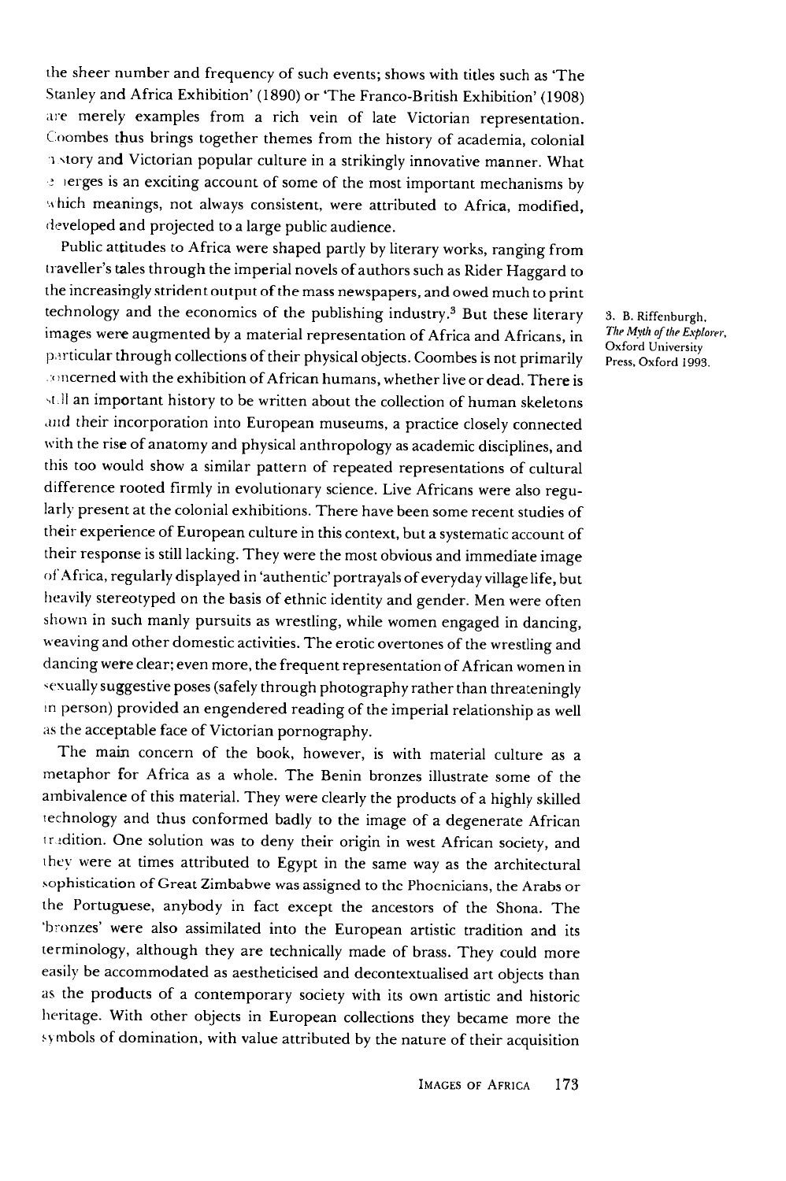the sheer number and frequency of such events; shows with titles such as 'The Stanley and Africa Exhibition' (1890) or 'The Franco-British Exhibition' (1908) are merely examples from a rich vein of late Victorian representation. Coombes thus brings together themes from the history of academia, colonial history and Victorian popular culture in a strikingly innovative manner. What emerges is an exciting account of some of the most important mechanisms by which meanings, not always consistent, were attributed to Africa, modified, developed and projected to a large public audience.

Public attitudes to Africa were shaped partly by literary works, ranging from traveller's tales through the imperial novels of authors such as Rider Haggard to the increasingly strident output of the mass newspapers, and owed much to print technology and the economics of the publishing industry.[3] But these literary images were augmented by a material representation of Africa and Africans, in particular through collections of their physical objects. Coombes is not primarily concerned with the exhibition of African humans, whether live or dead. There is still an important history to be written about the collection of human skeletons and their incorporation into European museums, a practice closely connected with the rise of anatomy and physical anthropology as academic disciplines, and this too would show a similar pattern of repeated representations of cultural difference rooted firmly in evolutionary science. Live Africans were also regularly present at the colonial exhibitions. There have been some recent studies of their experience of European culture in this context, but a systematic account of their response is still lacking. They were the most obvious and immediate image of Africa, regularly displayed in 'authentic' portrayals of everyday village life, but heavily stereotyped on the basis of ethnic identity and gender. Men were often shown in such manly pursuits as wrestling, while women engaged in dancing, weaving and other domestic activities. The erotic overtones of the wrestling and dancing were clear; even more, the frequent representation of African women in sexually suggestive poses (safely through photography rather than threateningly in person) provided an engendered reading of the imperial relationship as well as the acceptable face of Victorian pornography.

3. B. Riffenburgh, *The Myth of the Explorer*, Oxford University Press, Oxford 1993.

The main concern of the book, however, is with material culture as a metaphor for Africa as a whole. The Benin bronzes illustrate some of the ambivalence of this material. They were clearly the products of a highly skilled technology and thus conformed badly to the image of a degenerate African tradition. One solution was to deny their origin in west African society, and they were at times attributed to Egypt in the same way as the architectural sophistication of Great Zimbabwe was assigned to the Phoenicians, the Arabs or the Portuguese, anybody in fact except the ancestors of the Shona. The 'bronzes' were also assimilated into the European artistic tradition and its terminology, although they are technically made of brass. They could more easily be accommodated as aestheticised and decontextualised art objects than as the products of a contemporary society with its own artistic and historic heritage. With other objects in European collections they became more the symbols of domination, with value attributed by the nature of their acquisition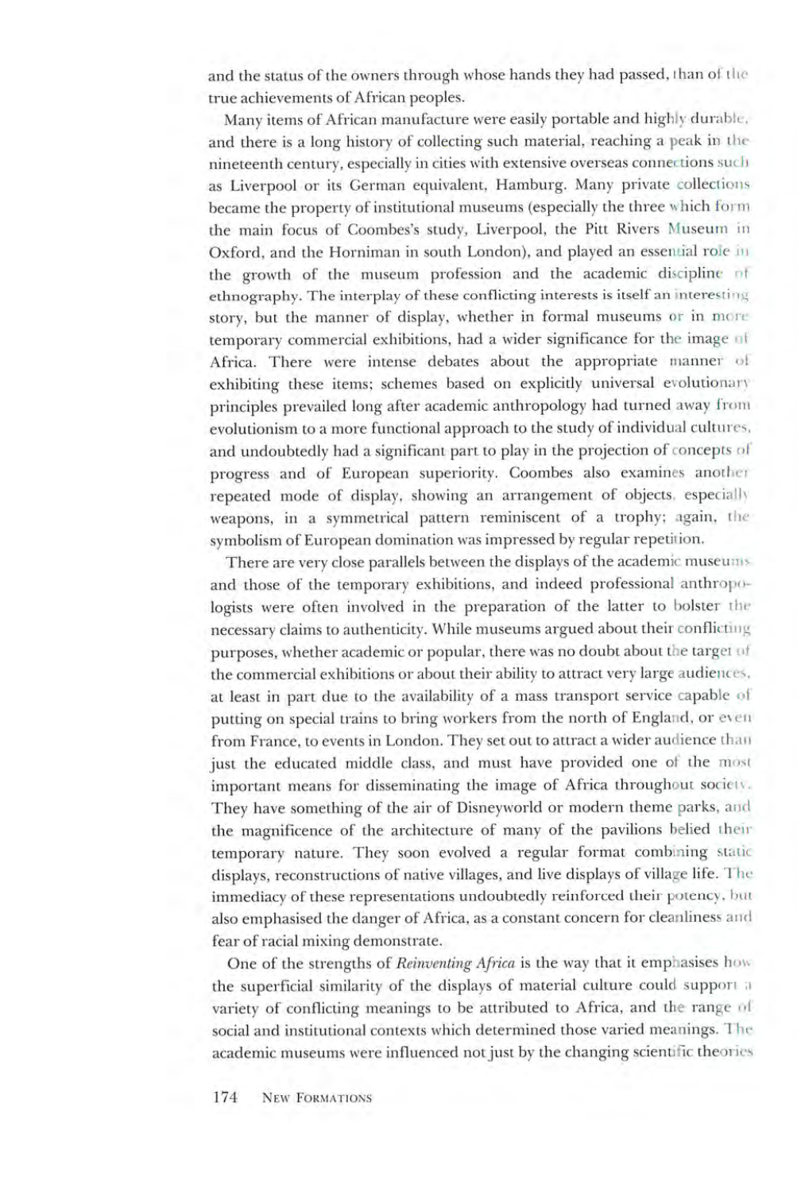and the status of the owners through whose hands they had passed, than of the true achievements of African peoples.

Many items of African manufacture were easily portable and highly durable, and there is a long history of collecting such material, reaching a peak in the nineteenth century, especially in cities with extensive overseas connections such as Liverpool or its German equivalent, Hamburg. Many private collections became the property of institutional museums (especially the three which form the main focus of Coombes's study, Liverpool, the Pitt Rivers Museum in Oxford, and the Horniman in south London), and played an essential role in the growth of the museum profession and the academic discipline of ethnography. The interplay of these conflicting interests is itself an interesting story, but the manner of display, whether in formal museums or in more temporary commercial exhibitions, had a wider significance for the image of Africa. There were intense debates about the appropriate manner of exhibiting these items; schemes based on explicitly universal evolutionary principles prevailed long after academic anthropology had turned away from evolutionism to a more functional approach to the study of individual cultures, and undoubtedly had a significant part to play in the projection of concepts of progress and of European superiority. Coombes also examines another repeated mode of display, showing an arrangement of objects, especially weapons, in a symmetrical pattern reminiscent of a trophy; again, the symbolism of European domination was impressed by regular repetition.

There are very close parallels between the displays of the academic museums and those of the temporary exhibitions, and indeed professional anthropologists were often involved in the preparation of the latter to bolster the necessary claims to authenticity. While museums argued about their conflicting purposes, whether academic or popular, there was no doubt about the target of the commercial exhibitions or about their ability to attract very large audiences, at least in part due to the availability of a mass transport service capable of putting on special trains to bring workers from the north of England, or even from France, to events in London. They set out to attract a wider audience than just the educated middle class, and must have provided one of the most important means for disseminating the image of Africa throughout society. They have something of the air of Disneyworld or modern theme parks, and the magnificence of the architecture of many of the pavilions belied their temporary nature. They soon evolved a regular format combining static displays, reconstructions of native villages, and live displays of village life. The immediacy of these representations undoubtedly reinforced their potency, but also emphasised the danger of Africa, as a constant concern for cleanliness and fear of racial mixing demonstrate.

One of the strengths of *Reinventing Africa* is the way that it emphasises how the superficial similarity of the displays of material culture could support a variety of conflicting meanings to be attributed to Africa, and the range of social and institutional contexts which determined those varied meanings. The academic museums were influenced not just by the changing scientific theories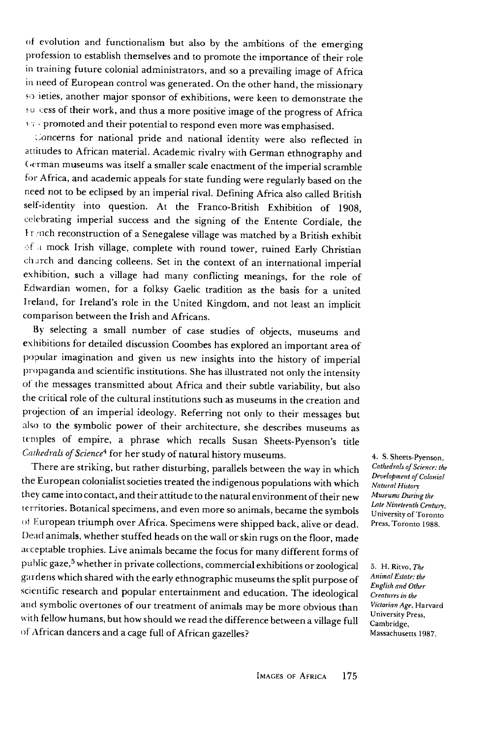of evolution and functionalism but also by the ambitions of the emerging profession to establish themselves and to promote the importance of their role in training future colonial administrators, and so a prevailing image of Africa in need of European control was generated. On the other hand, the missionary societies, another major sponsor of exhibitions, were keen to demonstrate the success of their work, and thus a more positive image of the progress of Africa was promoted and their potential to respond even more was emphasised.

Concerns for national pride and national identity were also reflected in attitudes to African material. Academic rivalry with German ethnography and German museums was itself a smaller scale enactment of the imperial scramble for Africa, and academic appeals for state funding were regularly based on the need not to be eclipsed by an imperial rival. Defining Africa also called British self-identity into question. At the Franco-British Exhibition of 1908, celebrating imperial success and the signing of the Entente Cordiale, the French reconstruction of a Senegalese village was matched by a British exhibit of a mock Irish village, complete with round tower, ruined Early Christian church and dancing colleens. Set in the context of an international imperial exhibition, such a village had many conflicting meanings, for the role of Edwardian women, for a folksy Gaelic tradition as the basis for a united Ireland, for Ireland's role in the United Kingdom, and not least an implicit comparison between the Irish and Africans.

By selecting a small number of case studies of objects, museums and exhibitions for detailed discussion Coombes has explored an important area of popular imagination and given us new insights into the history of imperial propaganda and scientific institutions. She has illustrated not only the intensity of the messages transmitted about Africa and their subtle variability, but also the critical role of the cultural institutions such as museums in the creation and projection of an imperial ideology. Referring not only to their messages but also to the symbolic power of their architecture, she describes museums as temples of empire, a phrase which recalls Susan Sheets-Pyenson's title *Cathedrals of Science*[4] for her study of natural history museums.

There are striking, but rather disturbing, parallels between the way in which the European colonialist societies treated the indigenous populations with which they came into contact, and their attitude to the natural environment of their new territories. Botanical specimens, and even more so animals, became the symbols of European triumph over Africa. Specimens were shipped back, alive or dead. Dead animals, whether stuffed heads on the wall or skin rugs on the floor, made acceptable trophies. Live animals became the focus for many different forms of public gaze,[5] whether in private collections, commercial exhibitions or zoological gardens which shared with the early ethnographic museums the split purpose of scientific research and popular entertainment and education. The ideological and symbolic overtones of our treatment of animals may be more obvious than with fellow humans, but how should we read the difference between a village full of African dancers and a cage full of African gazelles?

4. S. Sheets-Pyenson, *Cathedrals of Science: the Development of Colonial Natural History Museums During the Late Nineteenth Century*, University of Toronto Press, Toronto 1988.

5. H. Ritvo, *The Animal Estate: the English and Other Creatures in the Victorian Age*, Harvard University Press, Cambridge, Massachusetts 1987.